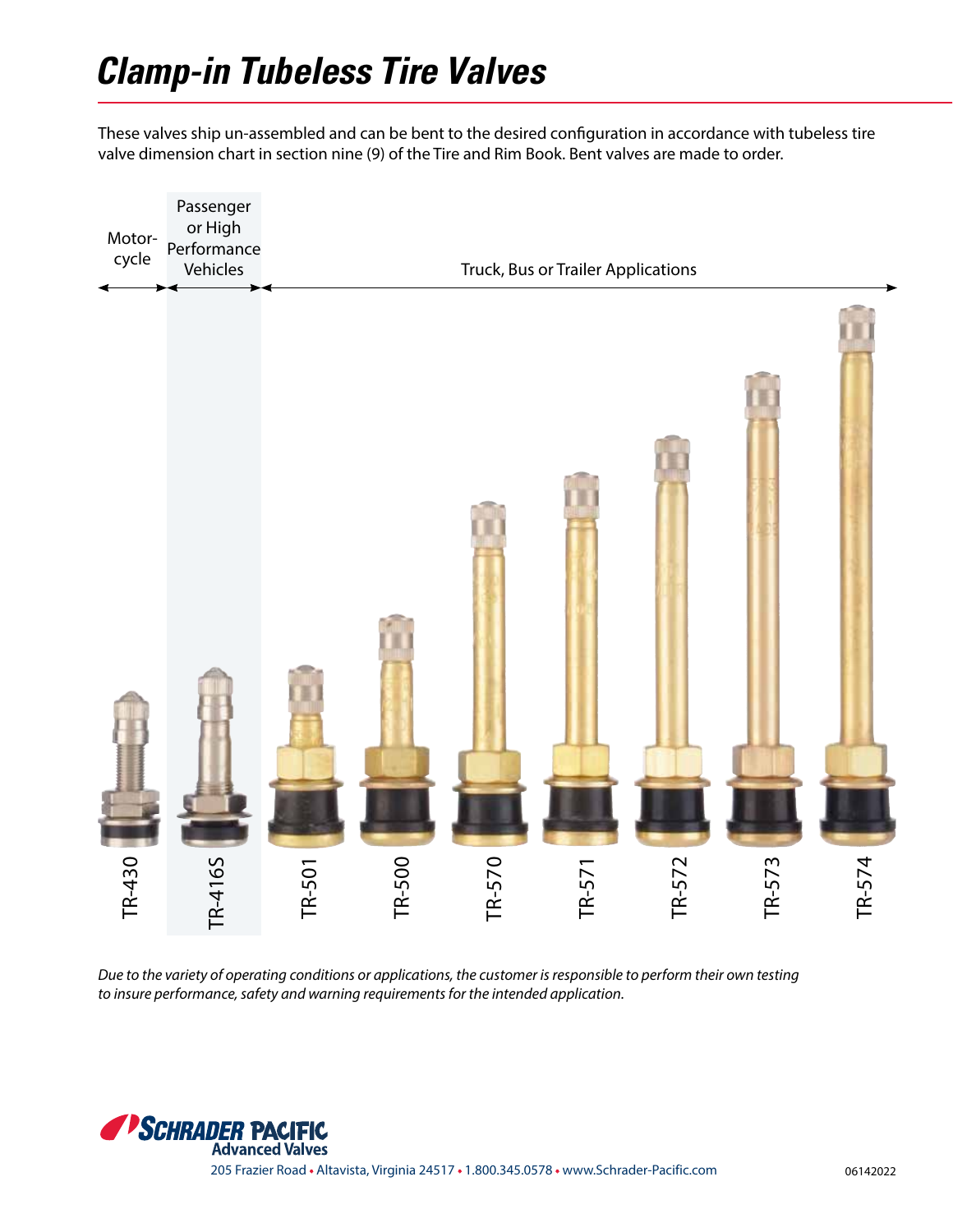# Clamp-in Tubeless Tire Valves

These valves ship un-assembled and can be bent to the desired configuration in accordance with tubeless tire valve dimension chart in section nine (9) of the Tire and Rim Book. Bent valves are made to order.

| Motorcycle | Passenger or High Performance Vehicles | Truck, Bus or Trailer Applications | | | | | | |
|---|---|---|---|---|---|---|---|---|
| TR-430 | TR-416S | TR-501 | TR-500 | TR-570 | TR-571 | TR-572 | TR-573 | TR-574 |

*Due to the variety of operating conditions or applications, the customer is responsible to perform their own testing to insure performance, safety and warning requirements for the intended application.*

**SCHRADER PACIFIC**
**Advanced Valves**

205 Frazier Road • Altavista, Virginia 24517 • 1.800.345.0578 • www.Schrader-Pacific.com

06142022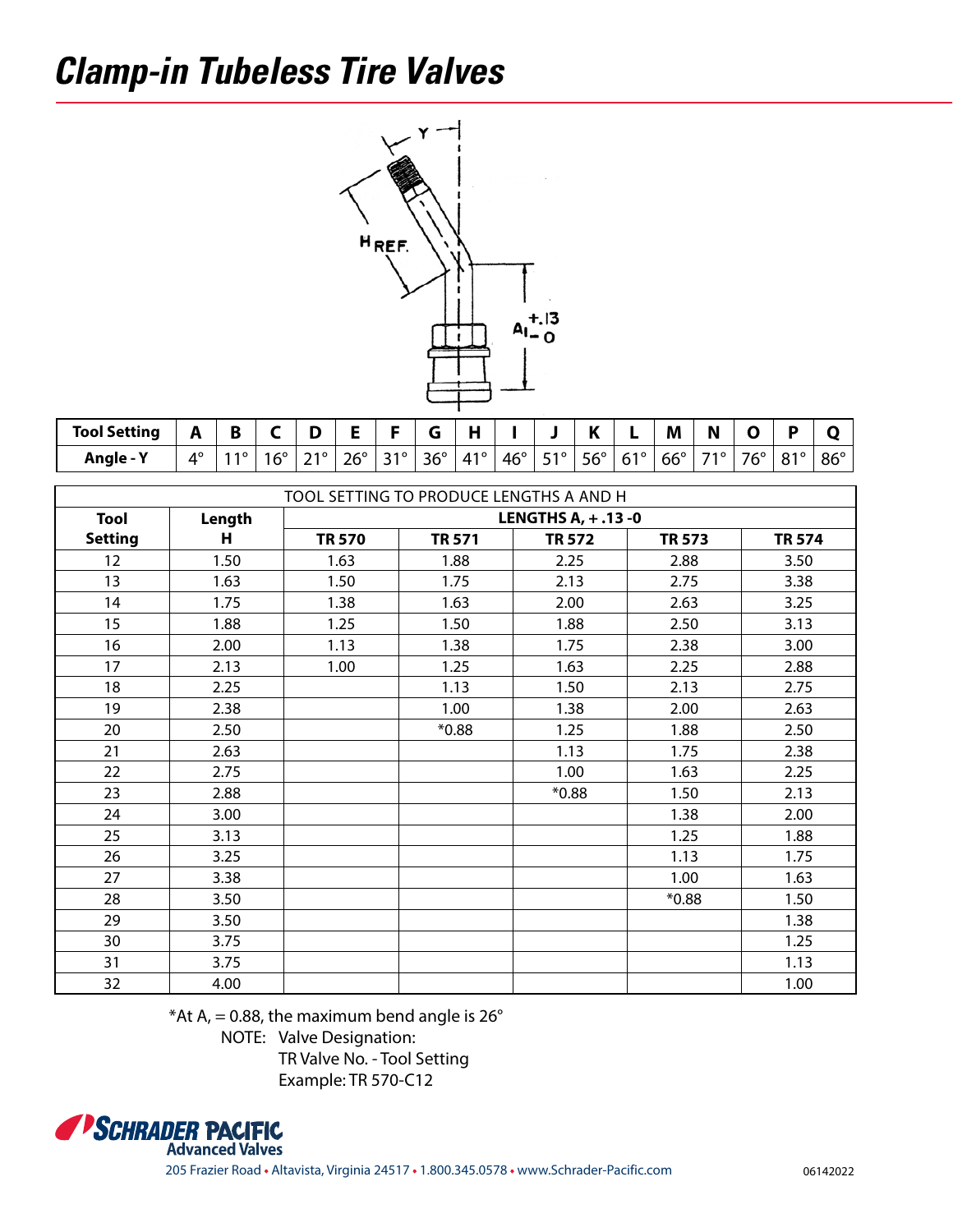# Clamp-in Tubeless Tire Valves

Y

H REF.

$A_{-0}^{+.13}$

| Tool Setting | A | B | C | D | E | F | G | H | I | J | K | L | M | N | O | P | Q |
|---|---|---|---|---|---|---|---|---|---|---|---|---|---|---|---|---|---|
| Angle - Y | 4° | 11° | 16° | 21° | 26° | 31° | 36° | 41° | 46° | 51° | 56° | 61° | 66° | 71° | 76° | 81° | 86° |

| TOOL SETTING TO PRODUCE LENGTHS A AND H | | | | | | |
|---|---|---|---|---|---|---|
| **Tool Setting** | **Length H** | **LENGTHS A, +.13 -0** | | | | |
| | | **TR 570** | **TR 571** | **TR 572** | **TR 573** | **TR 574** |
| 12 | 1.50 | 1.63 | 1.88 | 2.25 | 2.88 | 3.50 |
| 13 | 1.63 | 1.50 | 1.75 | 2.13 | 2.75 | 3.38 |
| 14 | 1.75 | 1.38 | 1.63 | 2.00 | 2.63 | 3.25 |
| 15 | 1.88 | 1.25 | 1.50 | 1.88 | 2.50 | 3.13 |
| 16 | 2.00 | 1.13 | 1.38 | 1.75 | 2.38 | 3.00 |
| 17 | 2.13 | 1.00 | 1.25 | 1.63 | 2.25 | 2.88 |
| 18 | 2.25 | | 1.13 | 1.50 | 2.13 | 2.75 |
| 19 | 2.38 | | 1.00 | 1.38 | 2.00 | 2.63 |
| 20 | 2.50 | | *0.88 | 1.25 | 1.88 | 2.50 |
| 21 | 2.63 | | | 1.13 | 1.75 | 2.38 |
| 22 | 2.75 | | | 1.00 | 1.63 | 2.25 |
| 23 | 2.88 | | | *0.88 | 1.50 | 2.13 |
| 24 | 3.00 | | | | 1.38 | 2.00 |
| 25 | 3.13 | | | | 1.25 | 1.88 |
| 26 | 3.25 | | | | 1.13 | 1.75 |
| 27 | 3.38 | | | | 1.00 | 1.63 |
| 28 | 3.50 | | | | *0.88 | 1.50 |
| 29 | 3.50 | | | | | 1.38 |
| 30 | 3.75 | | | | | 1.25 |
| 31 | 3.75 | | | | | 1.13 |
| 32 | 4.00 | | | | | 1.00 |

*At A, = 0.88, the maximum bend angle is 26°

NOTE: Valve Designation:
TR Valve No. - Tool Setting
Example: TR 570-C12

SCHRADER PACIFIC Advanced Valves

205 Frazier Road • Altavista, Virginia 24517 • 1.800.345.0578 • www.Schrader-Pacific.com

06142022